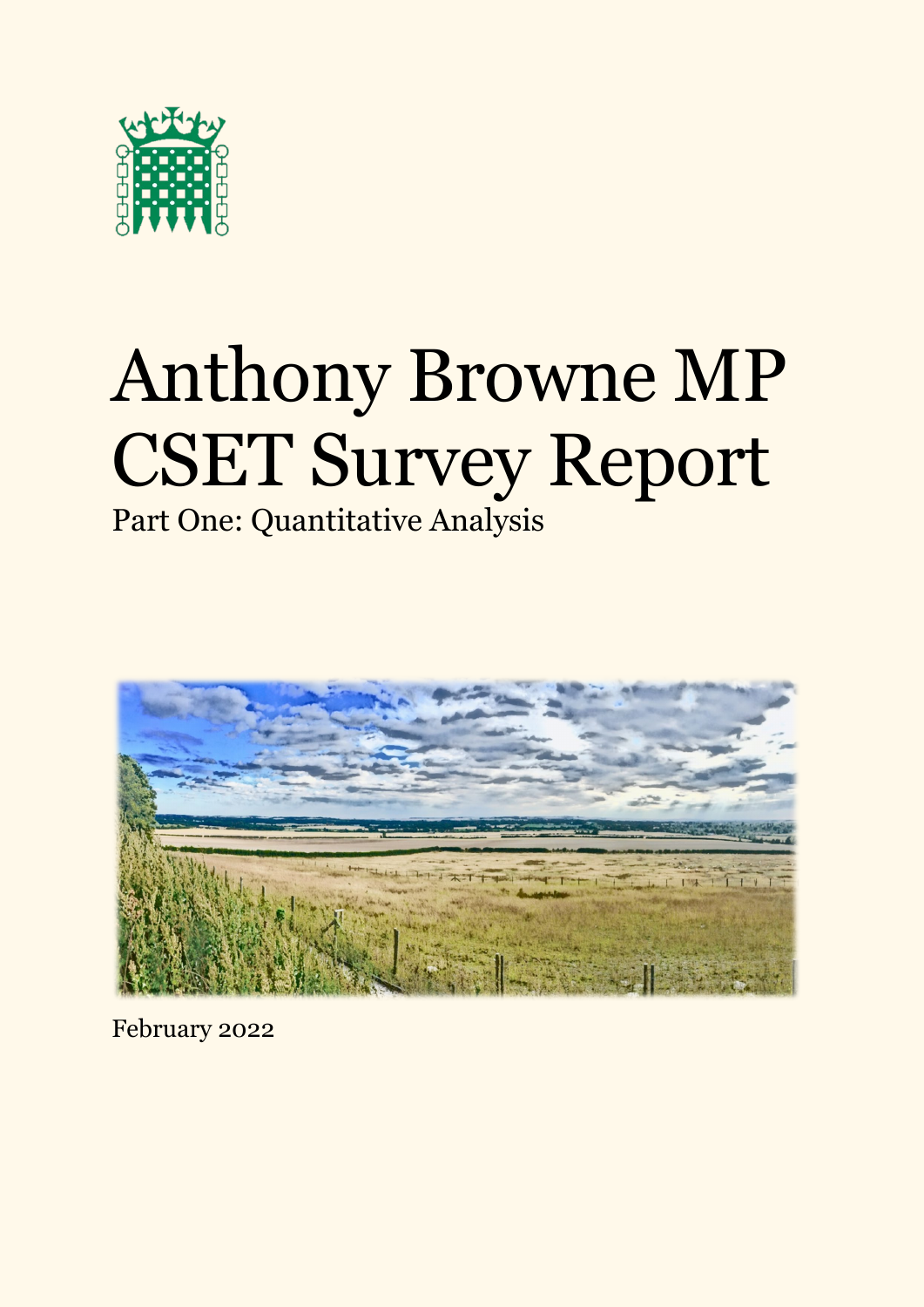# Anthony Browne MP CSET Survey Report

Part One: Quantitative Analysis

February 2022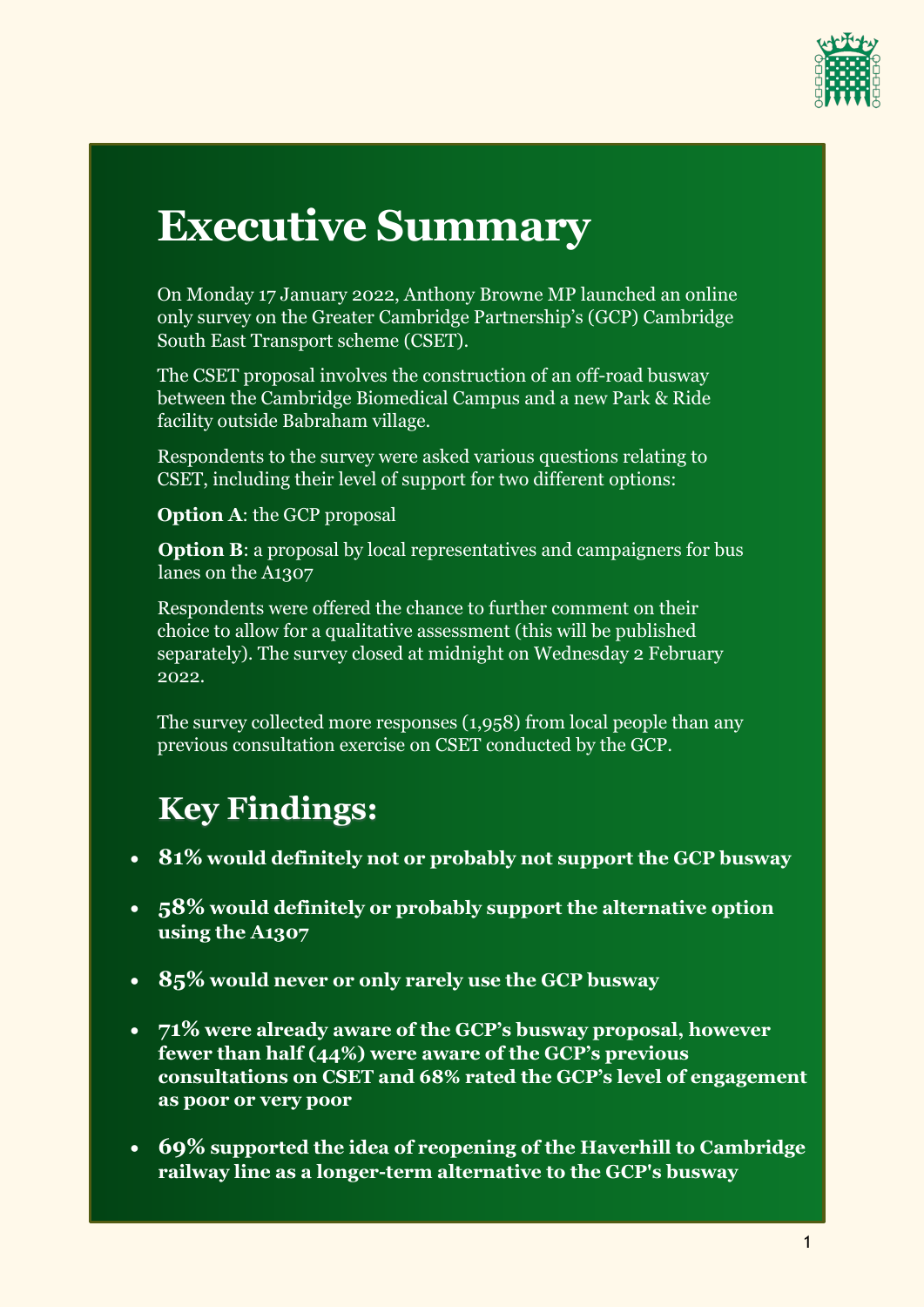# Executive Summary

On Monday 17 January 2022, Anthony Browne MP launched an online only survey on the Greater Cambridge Partnership's (GCP) Cambridge South East Transport scheme (CSET).

The CSET proposal involves the construction of an off-road busway between the Cambridge Biomedical Campus and a new Park & Ride facility outside Babraham village.

Respondents to the survey were asked various questions relating to CSET, including their level of support for two different options:

**Option A**: the GCP proposal

**Option B**: a proposal by local representatives and campaigners for bus lanes on the A1307

Respondents were offered the chance to further comment on their choice to allow for a qualitative assessment (this will be published separately). The survey closed at midnight on Wednesday 2 February 2022.

The survey collected more responses (1,958) from local people than any previous consultation exercise on CSET conducted by the GCP.

## Key Findings:

- **81% would definitely not or probably not support the GCP busway**
- **58% would definitely or probably support the alternative option using the A1307**
- **85% would never or only rarely use the GCP busway**
- **71% were already aware of the GCP's busway proposal, however fewer than half (44%) were aware of the GCP's previous consultations on CSET and 68% rated the GCP's level of engagement as poor or very poor**
- **69% supported the idea of reopening of the Haverhill to Cambridge railway line as a longer-term alternative to the GCP's busway**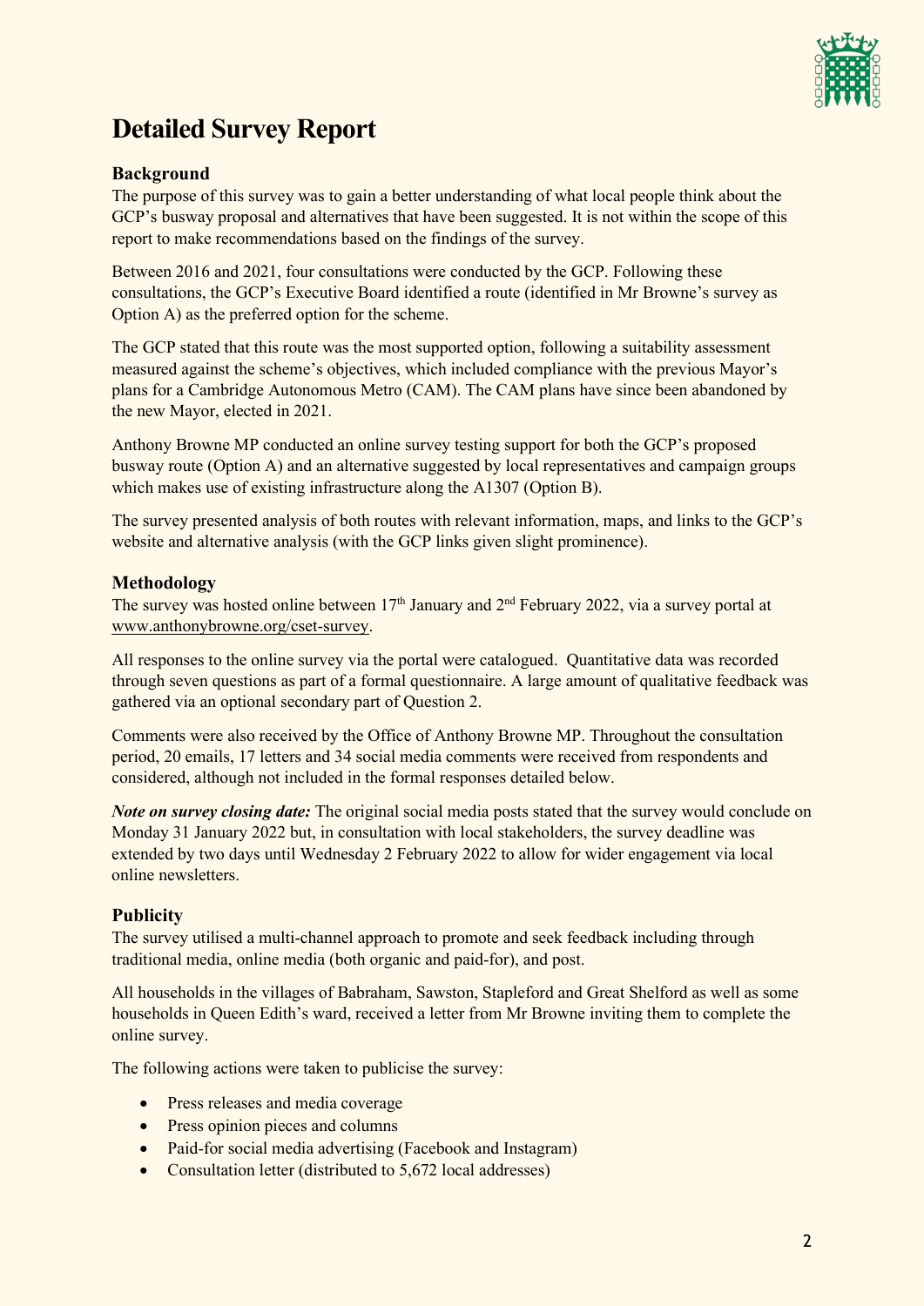# Detailed Survey Report

### Background

The purpose of this survey was to gain a better understanding of what local people think about the GCP's busway proposal and alternatives that have been suggested. It is not within the scope of this report to make recommendations based on the findings of the survey.

Between 2016 and 2021, four consultations were conducted by the GCP. Following these consultations, the GCP's Executive Board identified a route (identified in Mr Browne's survey as Option A) as the preferred option for the scheme.

The GCP stated that this route was the most supported option, following a suitability assessment measured against the scheme's objectives, which included compliance with the previous Mayor's plans for a Cambridge Autonomous Metro (CAM). The CAM plans have since been abandoned by the new Mayor, elected in 2021.

Anthony Browne MP conducted an online survey testing support for both the GCP's proposed busway route (Option A) and an alternative suggested by local representatives and campaign groups which makes use of existing infrastructure along the A1307 (Option B).

The survey presented analysis of both routes with relevant information, maps, and links to the GCP's website and alternative analysis (with the GCP links given slight prominence).

### Methodology

The survey was hosted online between 17th January and 2nd February 2022, via a survey portal at www.anthonybrowne.org/cset-survey.

All responses to the online survey via the portal were catalogued. Quantitative data was recorded through seven questions as part of a formal questionnaire. A large amount of qualitative feedback was gathered via an optional secondary part of Question 2.

Comments were also received by the Office of Anthony Browne MP. Throughout the consultation period, 20 emails, 17 letters and 34 social media comments were received from respondents and considered, although not included in the formal responses detailed below.

***Note on survey closing date:*** The original social media posts stated that the survey would conclude on Monday 31 January 2022 but, in consultation with local stakeholders, the survey deadline was extended by two days until Wednesday 2 February 2022 to allow for wider engagement via local online newsletters.

### Publicity

The survey utilised a multi-channel approach to promote and seek feedback including through traditional media, online media (both organic and paid-for), and post.

All households in the villages of Babraham, Sawston, Stapleford and Great Shelford as well as some households in Queen Edith's ward, received a letter from Mr Browne inviting them to complete the online survey.

The following actions were taken to publicise the survey:

- Press releases and media coverage
- Press opinion pieces and columns
- Paid-for social media advertising (Facebook and Instagram)
- Consultation letter (distributed to 5,672 local addresses)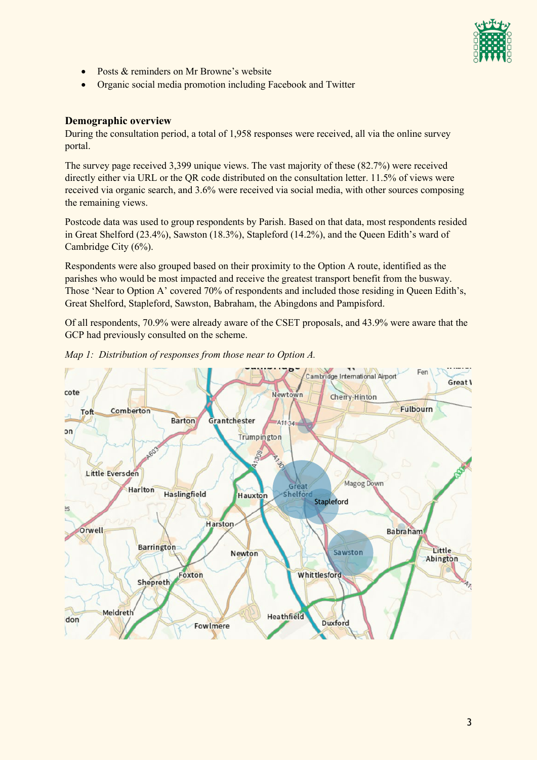- Posts & reminders on Mr Browne's website
- Organic social media promotion including Facebook and Twitter

### Demographic overview

During the consultation period, a total of 1,958 responses were received, all via the online survey portal.

The survey page received 3,399 unique views. The vast majority of these (82.7%) were received directly either via URL or the QR code distributed on the consultation letter. 11.5% of views were received via organic search, and 3.6% were received via social media, with other sources composing the remaining views.

Postcode data was used to group respondents by Parish. Based on that data, most respondents resided in Great Shelford (23.4%), Sawston (18.3%), Stapleford (14.2%), and the Queen Edith's ward of Cambridge City (6%).

Respondents were also grouped based on their proximity to the Option A route, identified as the parishes who would be most impacted and receive the greatest transport benefit from the busway. Those 'Near to Option A' covered 70% of respondents and included those residing in Queen Edith's, Great Shelford, Stapleford, Sawston, Babraham, the Abingdons and Pampisford.

Of all respondents, 70.9% were already aware of the CSET proposals, and 43.9% were aware that the GCP had previously consulted on the scheme.

*Map 1: Distribution of responses from those near to Option A.*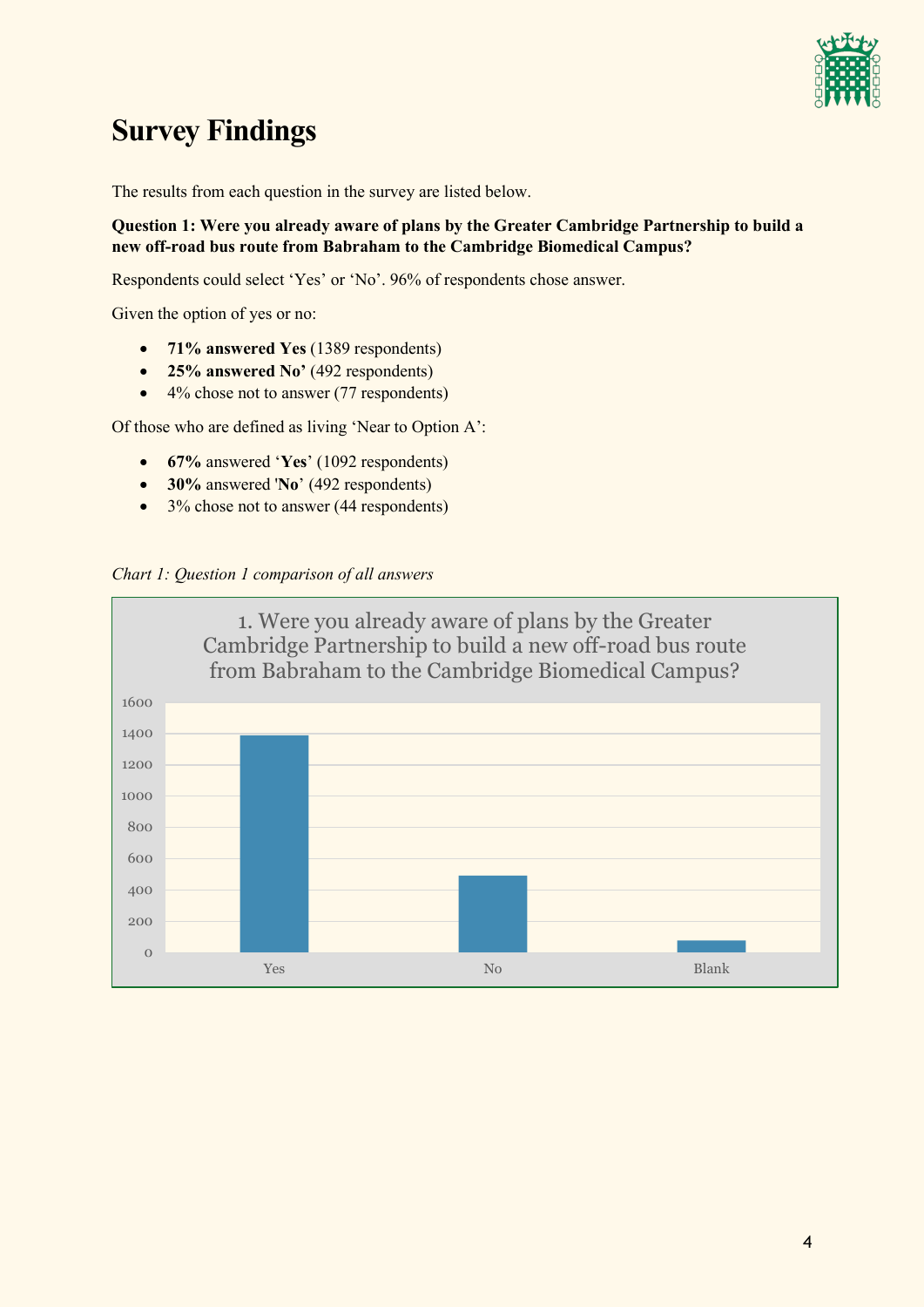# Survey Findings

The results from each question in the survey are listed below.

**Question 1: Were you already aware of plans by the Greater Cambridge Partnership to build a new off-road bus route from Babraham to the Cambridge Biomedical Campus?**

Respondents could select 'Yes' or 'No'. 96% of respondents chose answer.

Given the option of yes or no:

- **71% answered Yes** (1389 respondents)
- **25% answered No'** (492 respondents)
- 4% chose not to answer (77 respondents)

Of those who are defined as living 'Near to Option A':

- **67%** answered '**Yes**' (1092 respondents)
- **30%** answered '**No**' (492 respondents)
- 3% chose not to answer (44 respondents)

*Chart 1: Question 1 comparison of all answers*

1. Were you already aware of plans by the Greater Cambridge Partnership to build a new off-road bus route from Babraham to the Cambridge Biomedical Campus?

| Answer | Respondents |
|---|---|
| Yes | 1389 |
| No | 492 |
| Blank | 77 |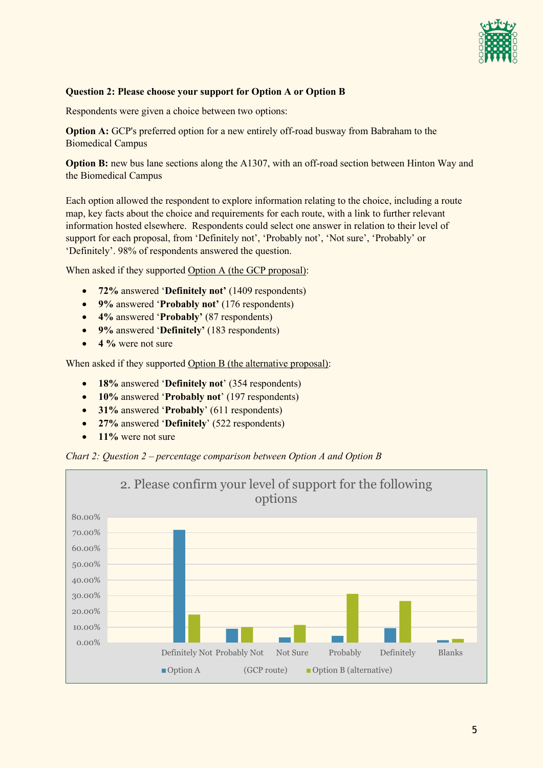**Question 2: Please choose your support for Option A or Option B**

Respondents were given a choice between two options:

**Option A:** GCP's preferred option for a new entirely off-road busway from Babraham to the Biomedical Campus

**Option B:** new bus lane sections along the A1307, with an off-road section between Hinton Way and the Biomedical Campus

Each option allowed the respondent to explore information relating to the choice, including a route map, key facts about the choice and requirements for each route, with a link to further relevant information hosted elsewhere. Respondents could select one answer in relation to their level of support for each proposal, from 'Definitely not', 'Probably not', 'Not sure', 'Probably' or 'Definitely'. 98% of respondents answered the question.

When asked if they supported Option A (the GCP proposal):

- **72%** answered '**Definitely not'** (1409 respondents)
- **9%** answered '**Probably not'** (176 respondents)
- **4%** answered '**Probably'** (87 respondents)
- **9%** answered '**Definitely'** (183 respondents)
- **4 %** were not sure

When asked if they supported Option B (the alternative proposal):

- **18%** answered '**Definitely not**' (354 respondents)
- **10%** answered '**Probably not**' (197 respondents)
- **31%** answered '**Probably**' (611 respondents)
- **27%** answered '**Definitely**' (522 respondents)
- **11%** were not sure

*Chart 2: Question 2 – percentage comparison between Option A and Option B*

2. Please confirm your level of support for the following options

80.00%
70.00%
60.00%
50.00%
40.00%
30.00%
20.00%
10.00%
0.00%

Definitely Not
Probably Not
Not Sure
Probably
Definitely
Blanks

Option A (GCP route)
Option B (alternative)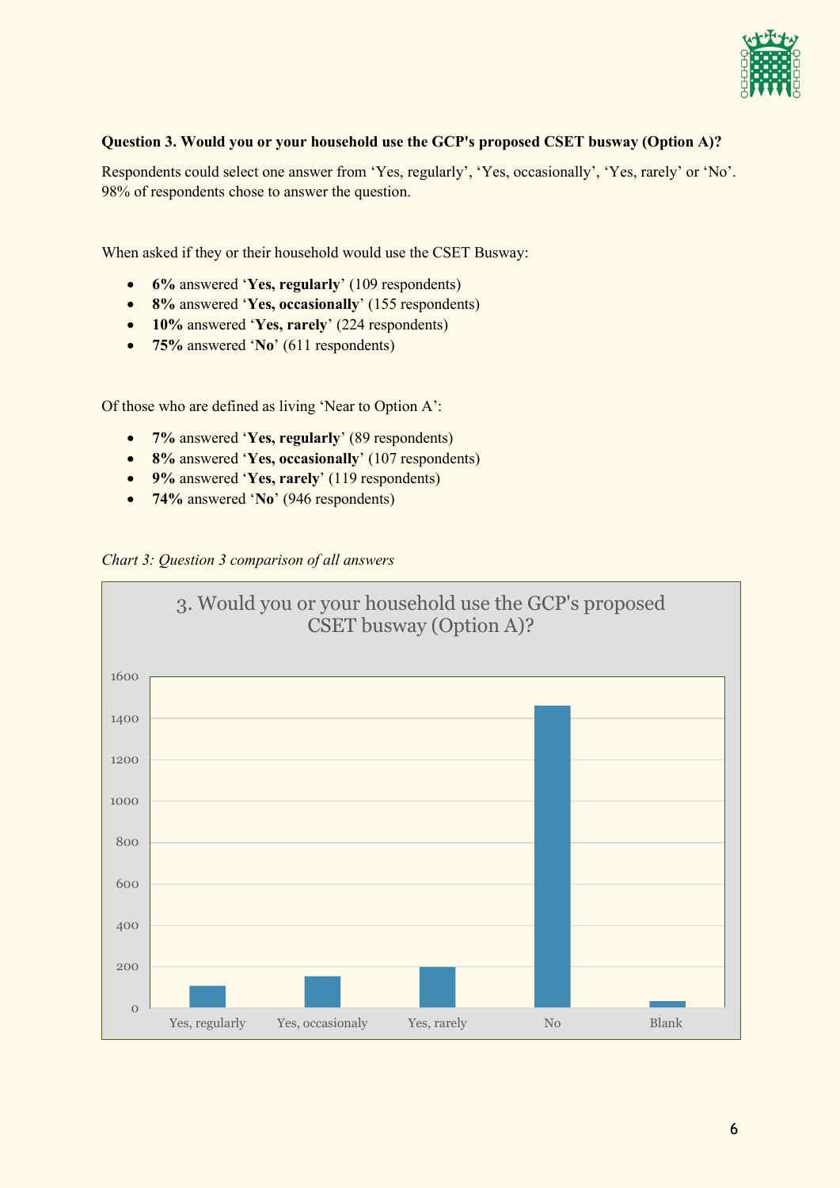**Question 3. Would you or your household use the GCP's proposed CSET busway (Option A)?**

Respondents could select one answer from 'Yes, regularly', 'Yes, occasionally', 'Yes, rarely' or 'No'. 98% of respondents chose to answer the question.

When asked if they or their household would use the CSET Busway:

- **6%** answered '**Yes, regularly**' (109 respondents)
- **8%** answered '**Yes, occasionally**' (155 respondents)
- **10%** answered '**Yes, rarely**' (224 respondents)
- **75%** answered '**No**' (611 respondents)

Of those who are defined as living 'Near to Option A':

- **7%** answered '**Yes, regularly**' (89 respondents)
- **8%** answered '**Yes, occasionally**' (107 respondents)
- **9%** answered '**Yes, rarely**' (119 respondents)
- **74%** answered '**No**' (946 respondents)

*Chart 3: Question 3 comparison of all answers*

3. Would you or your household use the GCP's proposed CSET busway (Option A)?

| Answer | Approx. count (read from chart) |
|---|---|
| Yes, regularly | ~110 |
| Yes, occasionaly | ~155 |
| Yes, rarely | ~200 |
| No | ~1460 |
| Blank | ~30 |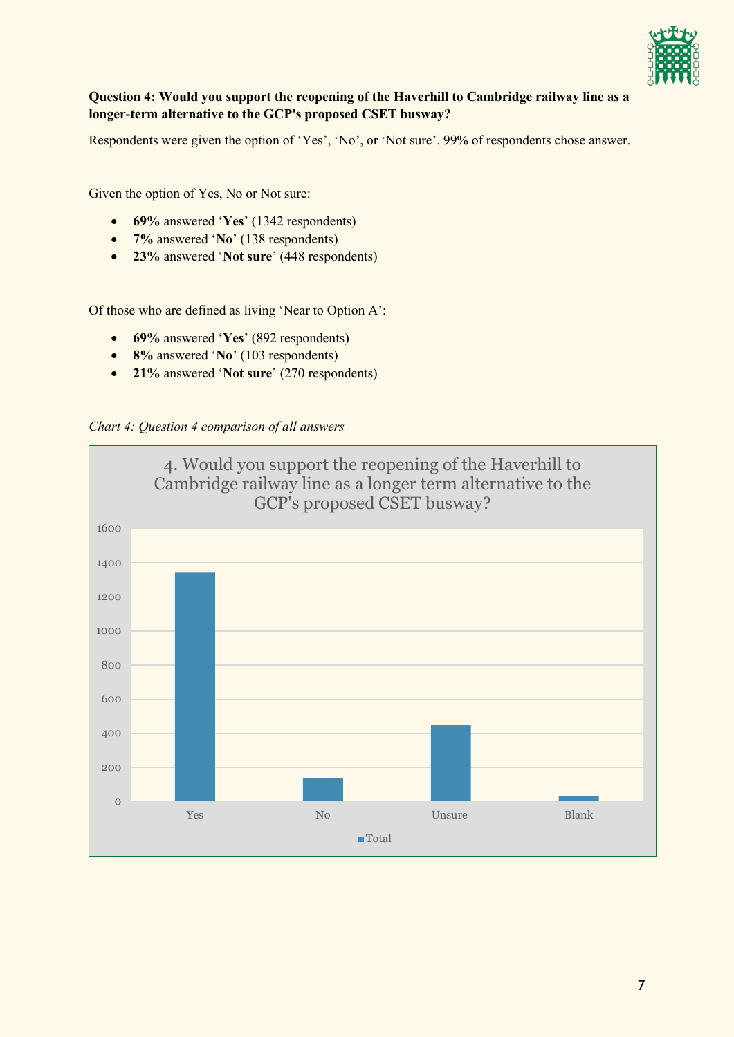**Question 4: Would you support the reopening of the Haverhill to Cambridge railway line as a longer-term alternative to the GCP's proposed CSET busway?**

Respondents were given the option of 'Yes', 'No', or 'Not sure'. 99% of respondents chose answer.

Given the option of Yes, No or Not sure:

- **69%** answered '**Yes**' (1342 respondents)
- **7%** answered '**No**' (138 respondents)
- **23%** answered '**Not sure**' (448 respondents)

Of those who are defined as living 'Near to Option A':

- **69%** answered '**Yes**' (892 respondents)
- **8%** answered '**No**' (103 respondents)
- **21%** answered '**Not sure**' (270 respondents)

*Chart 4: Question 4 comparison of all answers*

4. Would you support the reopening of the Haverhill to Cambridge railway line as a longer term alternative to the GCP's proposed CSET busway?

| | Total |
|---|---|
| Yes | 1342 |
| No | 138 |
| Unsure | 448 |
| Blank | ~30 |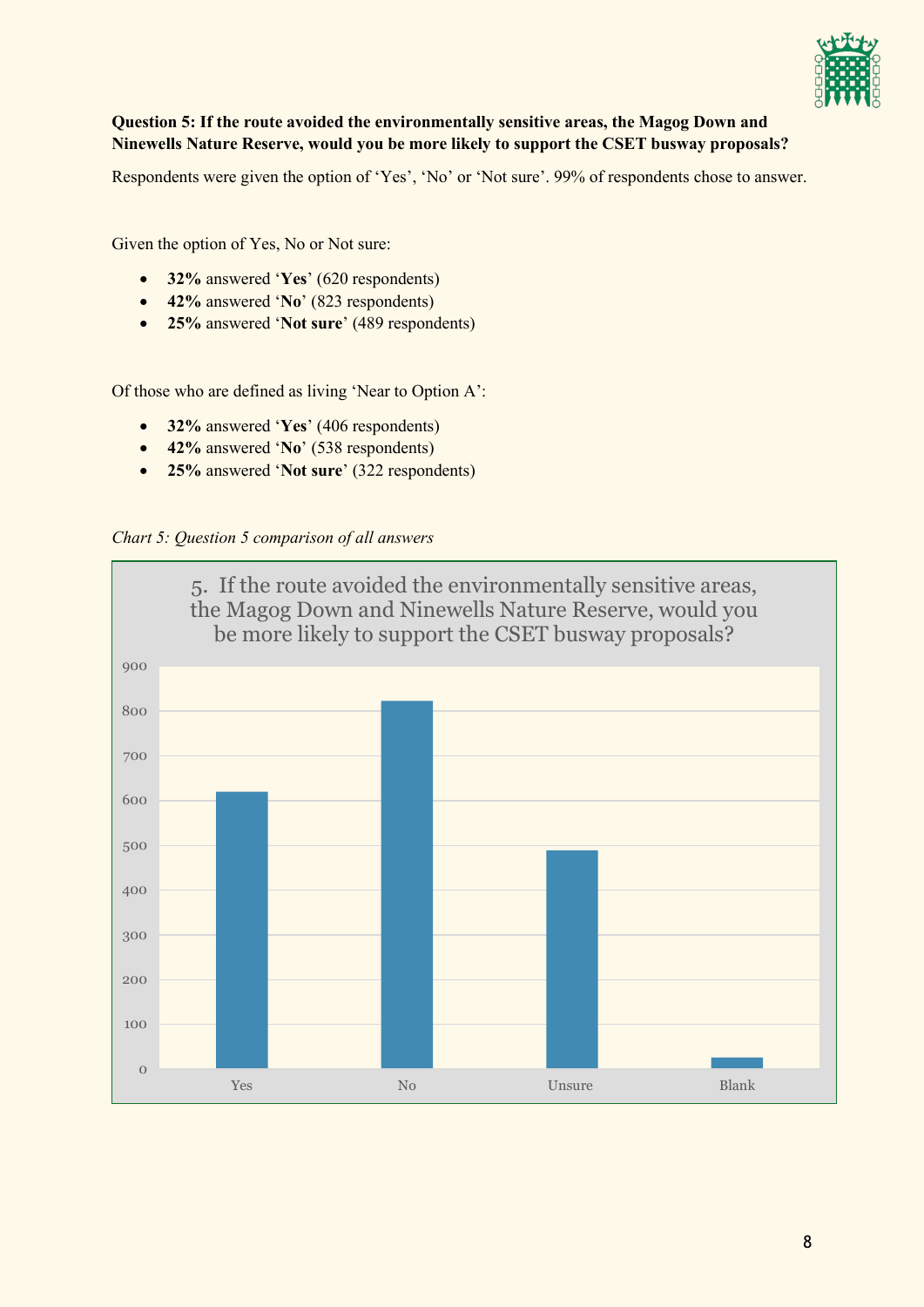**Question 5: If the route avoided the environmentally sensitive areas, the Magog Down and Ninewells Nature Reserve, would you be more likely to support the CSET busway proposals?**

Respondents were given the option of 'Yes', 'No' or 'Not sure'. 99% of respondents chose to answer.

Given the option of Yes, No or Not sure:

- **32%** answered '**Yes**' (620 respondents)
- **42%** answered '**No**' (823 respondents)
- **25%** answered '**Not sure**' (489 respondents)

Of those who are defined as living 'Near to Option A':

- **32%** answered '**Yes**' (406 respondents)
- **42%** answered '**No**' (538 respondents)
- **25%** answered '**Not sure**' (322 respondents)

*Chart 5: Question 5 comparison of all answers*

5. If the route avoided the environmentally sensitive areas, the Magog Down and Ninewells Nature Reserve, would you be more likely to support the CSET busway proposals?

| Answer | Respondents |
| --- | --- |
| Yes | 620 |
| No | 823 |
| Unsure | 489 |
| Blank | ~25 |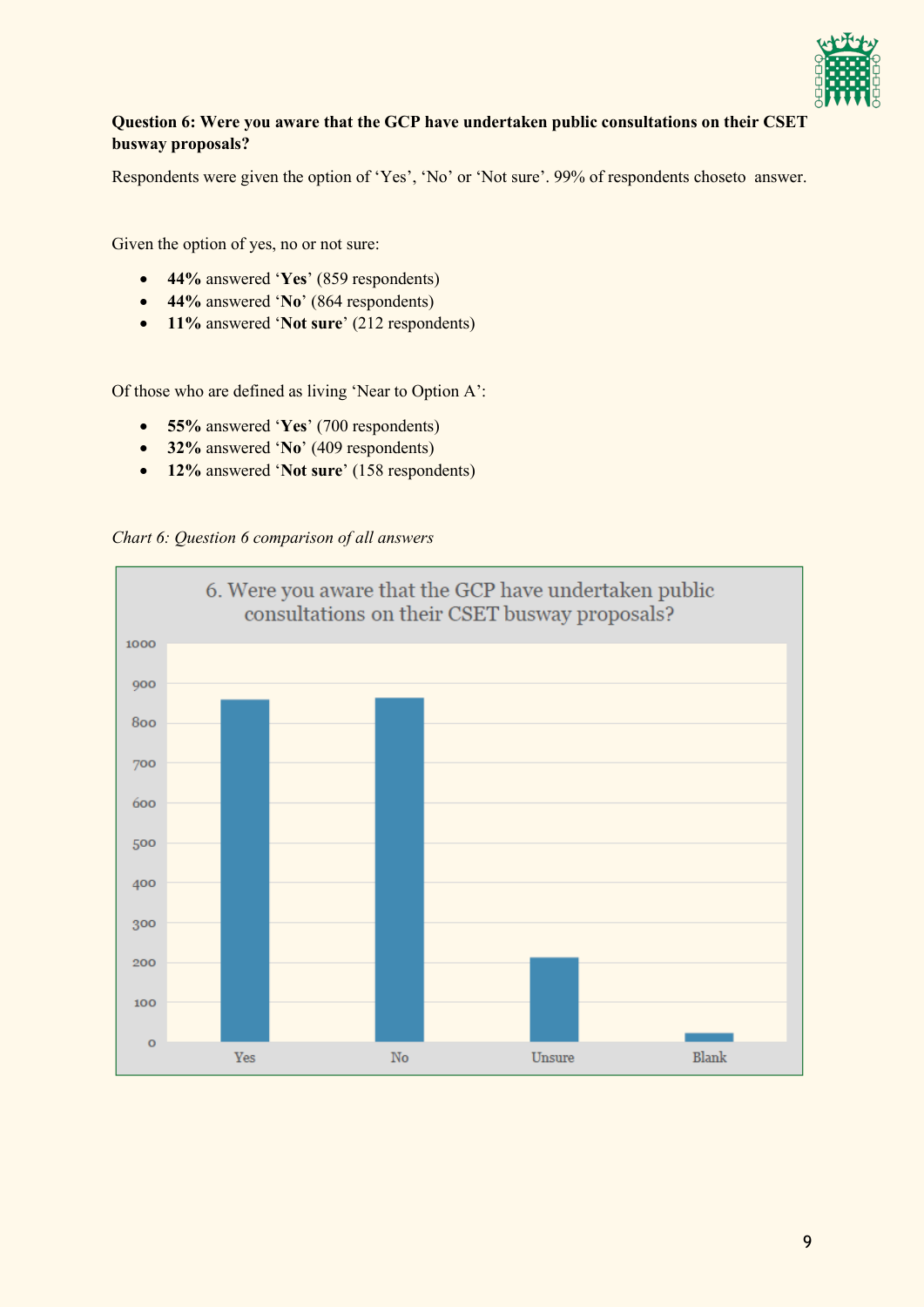**Question 6: Were you aware that the GCP have undertaken public consultations on their CSET busway proposals?**

Respondents were given the option of 'Yes', 'No' or 'Not sure'. 99% of respondents choseto  answer.

Given the option of yes, no or not sure:

- **44%** answered '**Yes**' (859 respondents)
- **44%** answered '**No**' (864 respondents)
- **11%** answered '**Not sure**' (212 respondents)

Of those who are defined as living 'Near to Option A':

- **55%** answered '**Yes**' (700 respondents)
- **32%** answered '**No**' (409 respondents)
- **12%** answered '**Not sure**' (158 respondents)

*Chart 6: Question 6 comparison of all answers*

6. Were you aware that the GCP have undertaken public consultations on their CSET busway proposals?

| Answer | Respondents |
| --- | --- |
| Yes | 859 |
| No | 864 |
| Unsure | 212 |
| Blank | ~20 |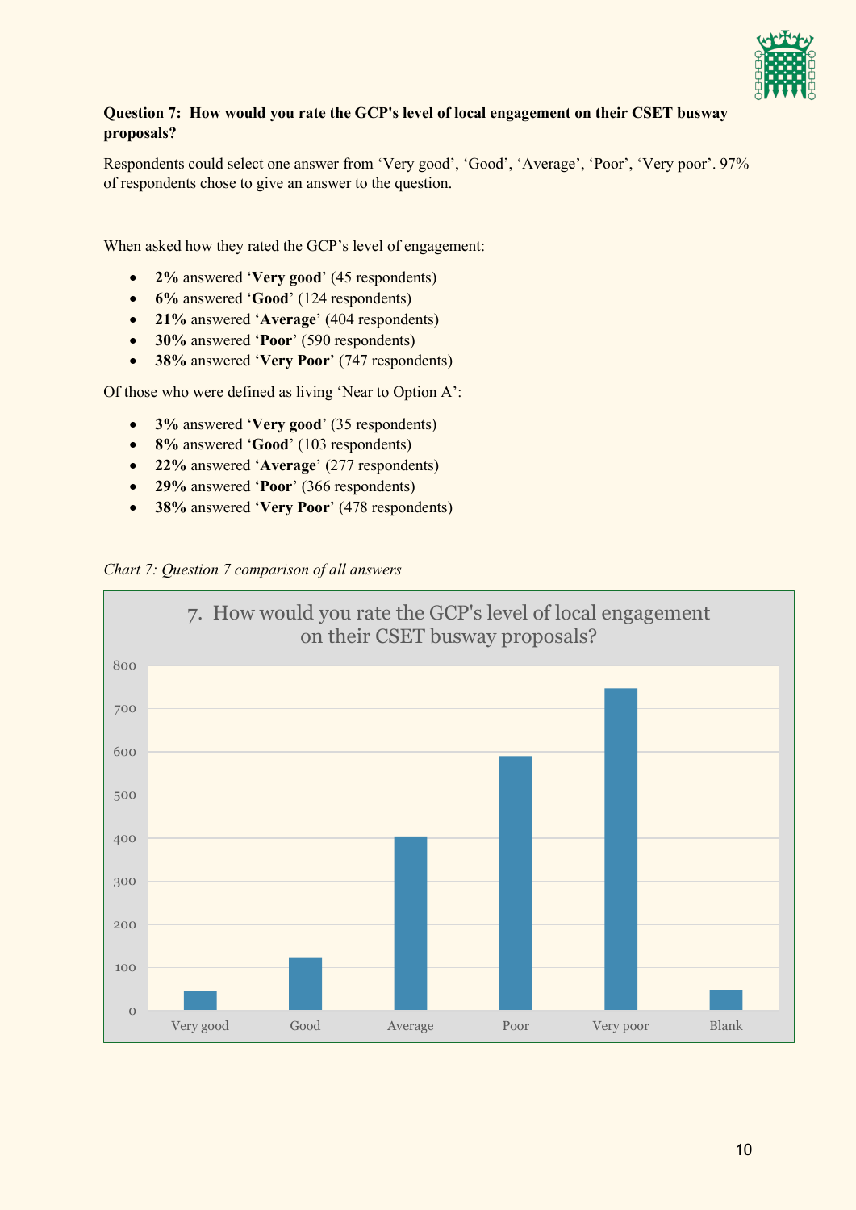**Question 7: How would you rate the GCP's level of local engagement on their CSET busway proposals?**

Respondents could select one answer from 'Very good', 'Good', 'Average', 'Poor', 'Very poor'. 97% of respondents chose to give an answer to the question.

When asked how they rated the GCP's level of engagement:

- **2%** answered '**Very good**' (45 respondents)
- **6%** answered '**Good**' (124 respondents)
- **21%** answered '**Average**' (404 respondents)
- **30%** answered '**Poor**' (590 respondents)
- **38%** answered '**Very Poor**' (747 respondents)

Of those who were defined as living 'Near to Option A':

- **3%** answered '**Very good**' (35 respondents)
- **8%** answered '**Good**' (103 respondents)
- **22%** answered '**Average**' (277 respondents)
- **29%** answered '**Poor**' (366 respondents)
- **38%** answered '**Very Poor**' (478 respondents)

*Chart 7: Question 7 comparison of all answers*

7. How would you rate the GCP's level of local engagement on their CSET busway proposals?

800
700
600
500
400
300
200
100
0

Very good
Good
Average
Poor
Very poor
Blank